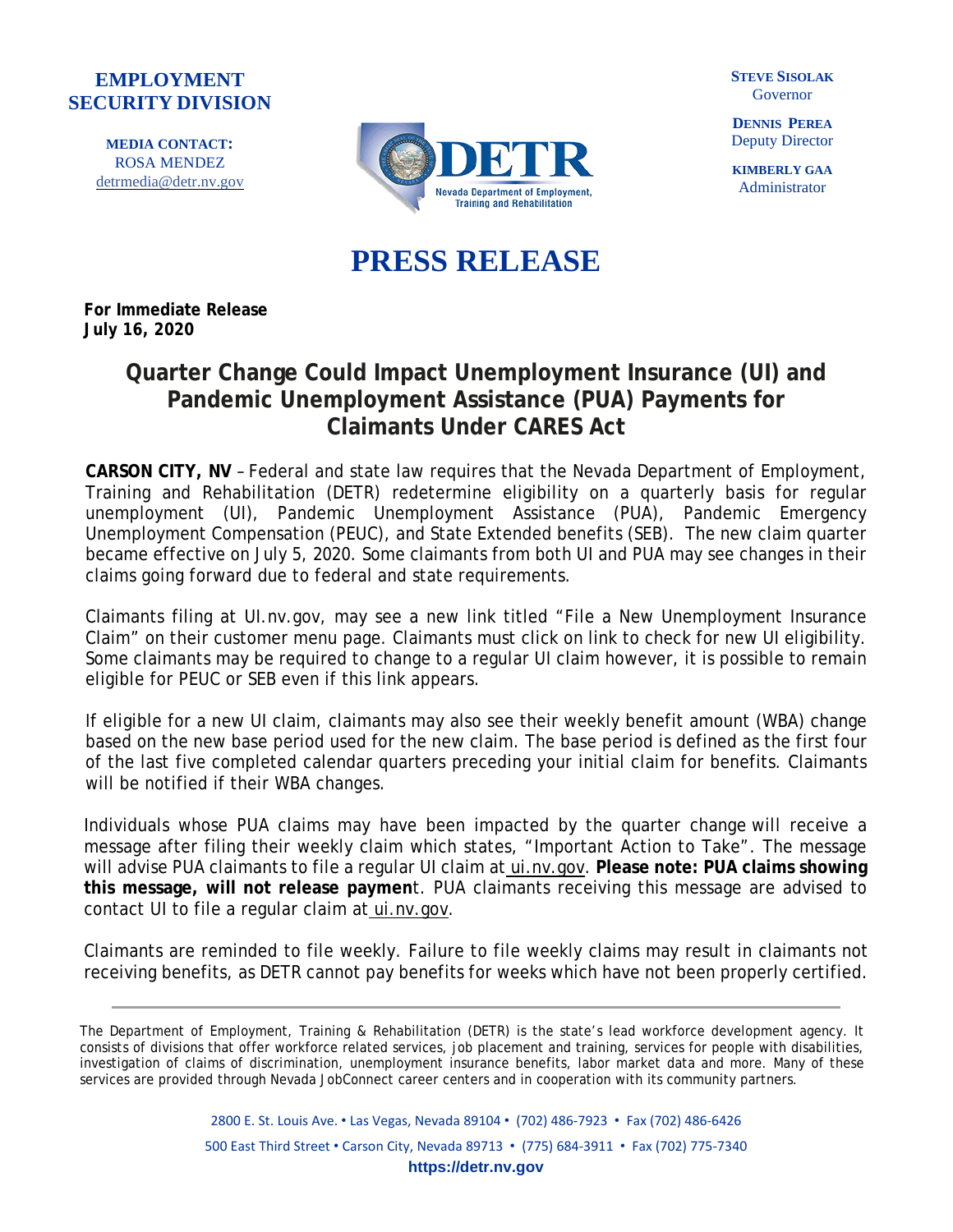**EMPLOYMENT SECURITY DIVISION**

**MEDIA CONTACT:**
ROSA MENDEZ
detrmedia@detr.nv.gov

DETR
Nevada Department of Employment, Training and Rehabilitation

**STEVE SISOLAK**
Governor

**DENNIS PEREA**
Deputy Director

**KIMBERLY GAA**
Administrator

# PRESS RELEASE

**For Immediate Release**
**July 16, 2020**

## Quarter Change Could Impact Unemployment Insurance (UI) and Pandemic Unemployment Assistance (PUA) Payments for Claimants Under CARES Act

**CARSON CITY, NV** – Federal and state law requires that the Nevada Department of Employment, Training and Rehabilitation (DETR) redetermine eligibility on a quarterly basis for regular unemployment (UI), Pandemic Unemployment Assistance (PUA), Pandemic Emergency Unemployment Compensation (PEUC), and State Extended benefits (SEB). The new claim quarter became effective on July 5, 2020. Some claimants from both UI and PUA may see changes in their claims going forward due to federal and state requirements.

Claimants filing at UI.nv.gov, may see a new link titled "File a New Unemployment Insurance Claim" on their customer menu page. Claimants must click on link to check for new UI eligibility. Some claimants may be required to change to a regular UI claim however, it is possible to remain eligible for PEUC or SEB even if this link appears.

If eligible for a new UI claim, claimants may also see their weekly benefit amount (WBA) change based on the new base period used for the new claim. The base period is defined as the first four of the last five completed calendar quarters preceding your initial claim for benefits. Claimants will be notified if their WBA changes.

Individuals whose PUA claims may have been impacted by the quarter change will receive a message after filing their weekly claim which states, "Important Action to Take". The message will advise PUA claimants to file a regular UI claim at ui.nv.gov. **Please note: PUA claims showing this message, will not release payment**. PUA claimants receiving this message are advised to contact UI to file a regular claim at ui.nv.gov.

Claimants are reminded to file weekly. Failure to file weekly claims may result in claimants not receiving benefits, as DETR cannot pay benefits for weeks which have not been properly certified.

---

The Department of Employment, Training & Rehabilitation (DETR) is the state's lead workforce development agency. It consists of divisions that offer workforce related services, job placement and training, services for people with disabilities, investigation of claims of discrimination, unemployment insurance benefits, labor market data and more. Many of these services are provided through Nevada JobConnect career centers and in cooperation with its community partners.

2800 E. St. Louis Ave. • Las Vegas, Nevada 89104 • (702) 486-7923 • Fax (702) 486-6426
500 East Third Street • Carson City, Nevada 89713 • (775) 684-3911 • Fax (702) 775-7340
**https://detr.nv.gov**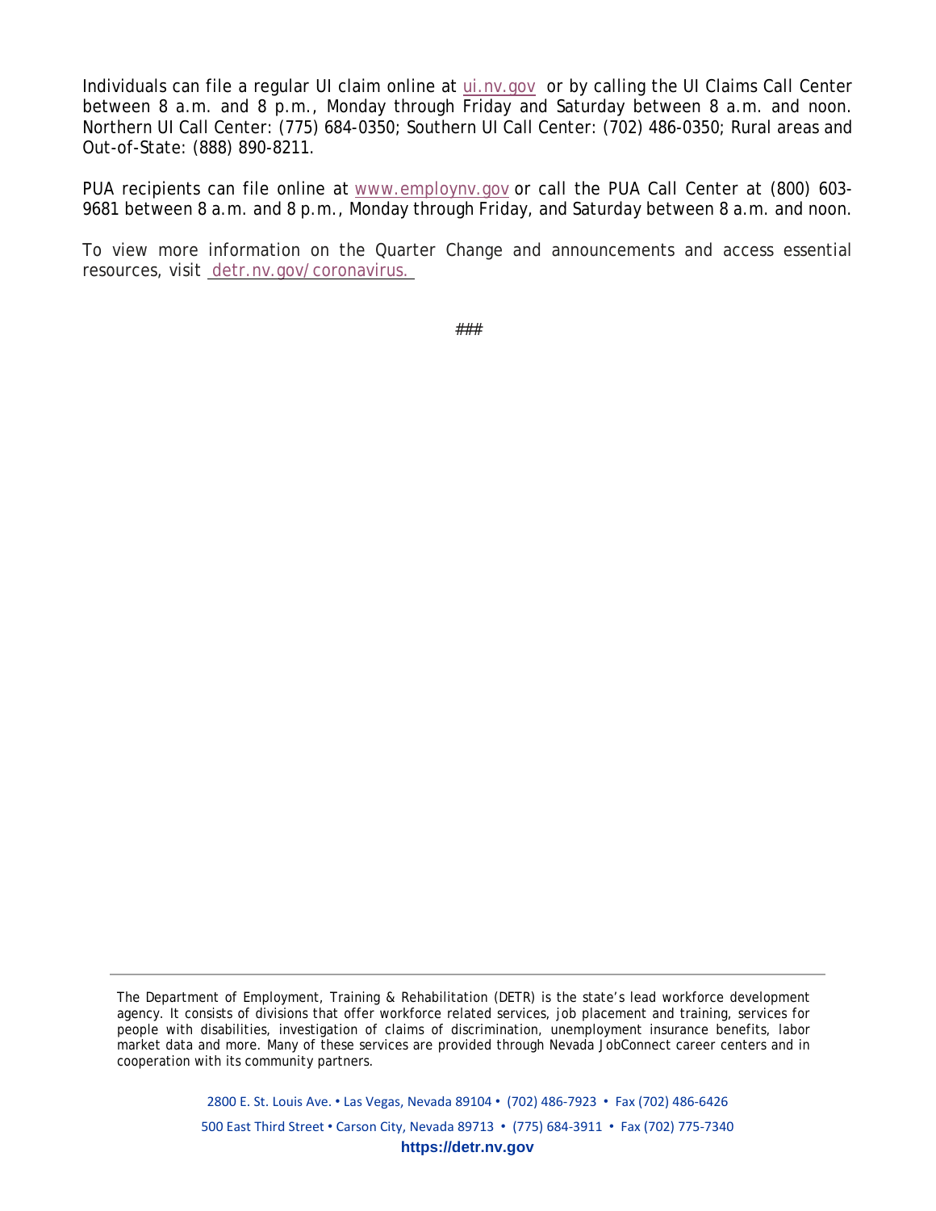Individuals can file a regular UI claim online at ui.nv.gov or by calling the UI Claims Call Center between 8 a.m. and 8 p.m., Monday through Friday and Saturday between 8 a.m. and noon. Northern UI Call Center: (775) 684-0350; Southern UI Call Center: (702) 486-0350; Rural areas and Out-of-State: (888) 890-8211.

PUA recipients can file online at www.employnv.gov or call the PUA Call Center at (800) 603-9681 between 8 a.m. and 8 p.m., Monday through Friday, and Saturday between 8 a.m. and noon.

To view more information on the Quarter Change and announcements and access essential resources, visit detr.nv.gov/coronavirus.

###

The Department of Employment, Training & Rehabilitation (DETR) is the state's lead workforce development agency. It consists of divisions that offer workforce related services, job placement and training, services for people with disabilities, investigation of claims of discrimination, unemployment insurance benefits, labor market data and more. Many of these services are provided through Nevada JobConnect career centers and in cooperation with its community partners.

2800 E. St. Louis Ave. • Las Vegas, Nevada 89104 • (702) 486-7923 • Fax (702) 486-6426

500 East Third Street • Carson City, Nevada 89713 • (775) 684-3911 • Fax (702) 775-7340

**https://detr.nv.gov**